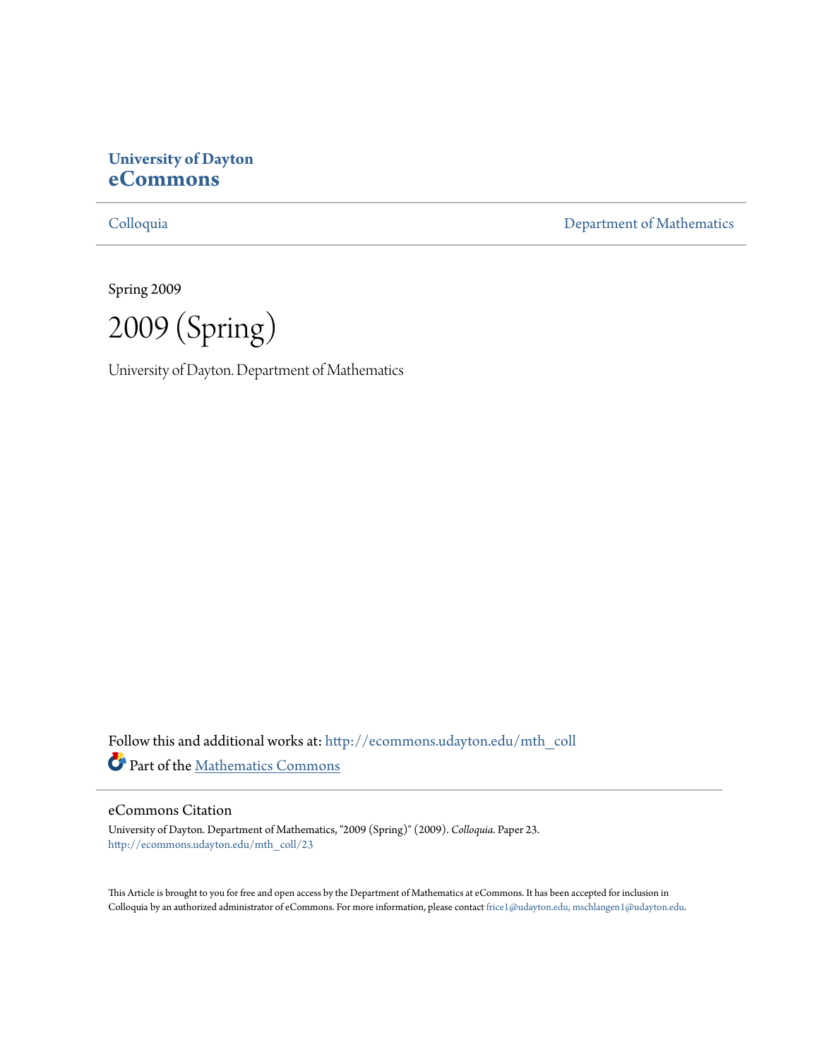**University of Dayton**
**eCommons**

Colloquia | Department of Mathematics

Spring 2009

# 2009 (Spring)

University of Dayton. Department of Mathematics

Follow this and additional works at: http://ecommons.udayton.edu/mth_coll

Part of the Mathematics Commons

## eCommons Citation

University of Dayton. Department of Mathematics, "2009 (Spring)" (2009). *Colloquia.* Paper 23.
http://ecommons.udayton.edu/mth_coll/23

This Article is brought to you for free and open access by the Department of Mathematics at eCommons. It has been accepted for inclusion in Colloquia by an authorized administrator of eCommons. For more information, please contact frice1@udayton.edu, mschlangen1@udayton.edu.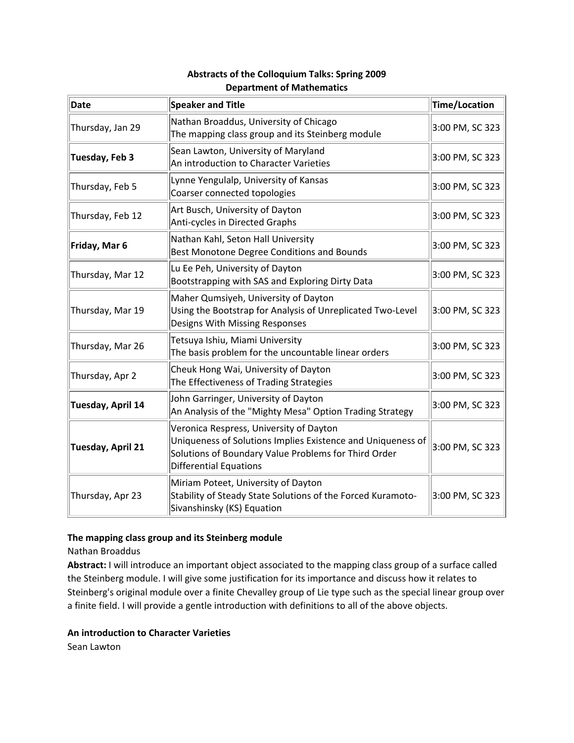**Abstracts of the Colloquium Talks: Spring 2009**
**Department of Mathematics**

| Date | Speaker and Title | Time/Location |
|---|---|---|
| Thursday, Jan 29 | Nathan Broaddus, University of Chicago<br>The mapping class group and its Steinberg module | 3:00 PM, SC 323 |
| **Tuesday, Feb 3** | Sean Lawton, University of Maryland<br>An introduction to Character Varieties | 3:00 PM, SC 323 |
| Thursday, Feb 5 | Lynne Yengulalp, University of Kansas<br>Coarser connected topologies | 3:00 PM, SC 323 |
| Thursday, Feb 12 | Art Busch, University of Dayton<br>Anti-cycles in Directed Graphs | 3:00 PM, SC 323 |
| **Friday, Mar 6** | Nathan Kahl, Seton Hall University<br>Best Monotone Degree Conditions and Bounds | 3:00 PM, SC 323 |
| Thursday, Mar 12 | Lu Ee Peh, University of Dayton<br>Bootstrapping with SAS and Exploring Dirty Data | 3:00 PM, SC 323 |
| Thursday, Mar 19 | Maher Qumsiyeh, University of Dayton<br>Using the Bootstrap for Analysis of Unreplicated Two-Level Designs With Missing Responses | 3:00 PM, SC 323 |
| Thursday, Mar 26 | Tetsuya Ishiu, Miami University<br>The basis problem for the uncountable linear orders | 3:00 PM, SC 323 |
| Thursday, Apr 2 | Cheuk Hong Wai, University of Dayton<br>The Effectiveness of Trading Strategies | 3:00 PM, SC 323 |
| **Tuesday, April 14** | John Garringer, University of Dayton<br>An Analysis of the "Mighty Mesa" Option Trading Strategy | 3:00 PM, SC 323 |
| **Tuesday, April 21** | Veronica Respress, University of Dayton<br>Uniqueness of Solutions Implies Existence and Uniqueness of Solutions of Boundary Value Problems for Third Order Differential Equations | 3:00 PM, SC 323 |
| Thursday, Apr 23 | Miriam Poteet, University of Dayton<br>Stability of Steady State Solutions of the Forced Kuramoto-Sivanshinsky (KS) Equation | 3:00 PM, SC 323 |

**The mapping class group and its Steinberg module**

Nathan Broaddus

**Abstract:** I will introduce an important object associated to the mapping class group of a surface called the Steinberg module. I will give some justification for its importance and discuss how it relates to Steinberg's original module over a finite Chevalley group of Lie type such as the special linear group over a finite field. I will provide a gentle introduction with definitions to all of the above objects.

**An introduction to Character Varieties**

Sean Lawton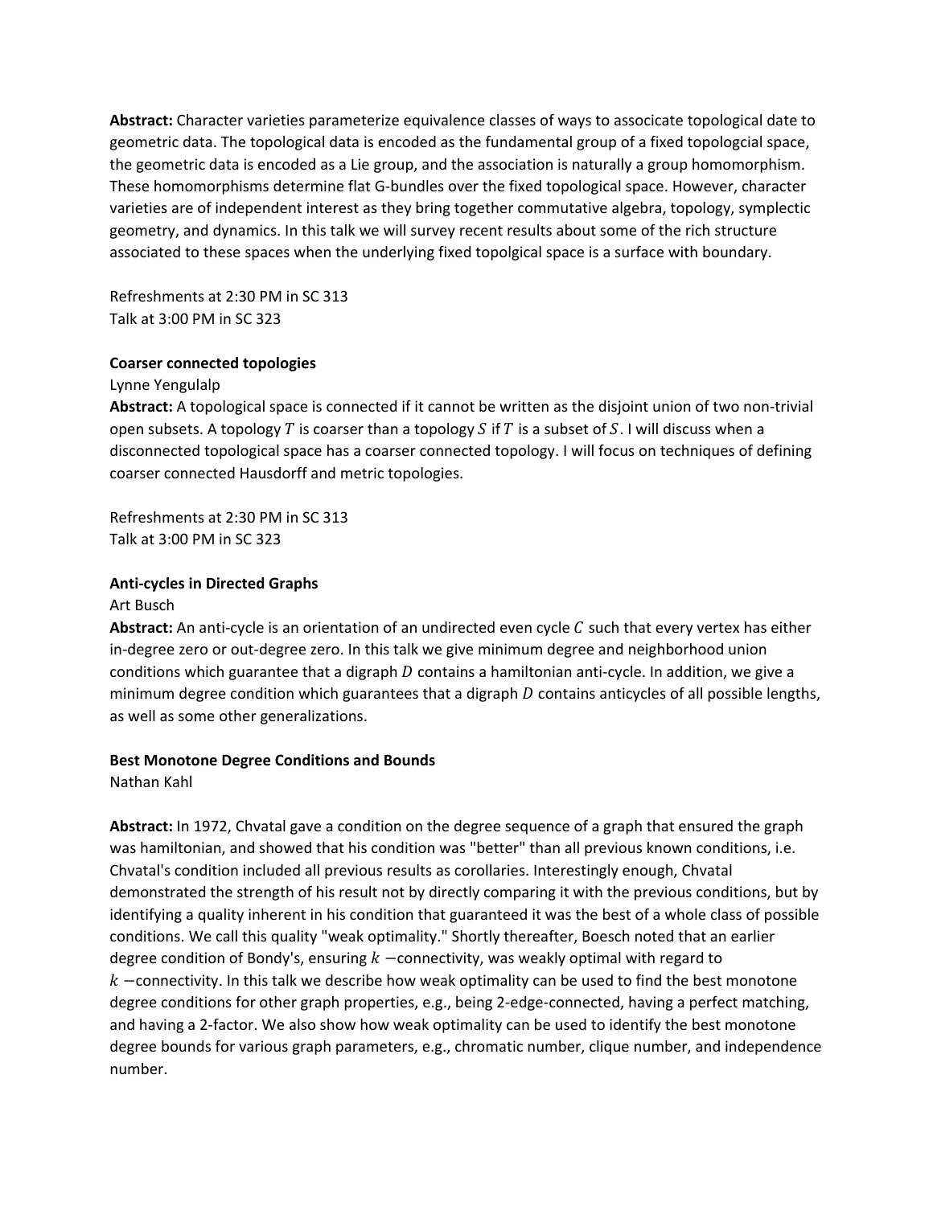**Abstract:** Character varieties parameterize equivalence classes of ways to associcate topological date to geometric data. The topological data is encoded as the fundamental group of a fixed topologcial space, the geometric data is encoded as a Lie group, and the association is naturally a group homomorphism. These homomorphisms determine flat G-bundles over the fixed topological space. However, character varieties are of independent interest as they bring together commutative algebra, topology, symplectic geometry, and dynamics. In this talk we will survey recent results about some of the rich structure associated to these spaces when the underlying fixed topolgical space is a surface with boundary.

Refreshments at 2:30 PM in SC 313
Talk at 3:00 PM in SC 323

**Coarser connected topologies**

Lynne Yengulalp

**Abstract:** A topological space is connected if it cannot be written as the disjoint union of two non-trivial open subsets. A topology $T$ is coarser than a topology $S$ if $T$ is a subset of $S$. I will discuss when a disconnected topological space has a coarser connected topology. I will focus on techniques of defining coarser connected Hausdorff and metric topologies.

Refreshments at 2:30 PM in SC 313
Talk at 3:00 PM in SC 323

**Anti-cycles in Directed Graphs**

Art Busch

**Abstract:** An anti-cycle is an orientation of an undirected even cycle $C$ such that every vertex has either in-degree zero or out-degree zero. In this talk we give minimum degree and neighborhood union conditions which guarantee that a digraph $D$ contains a hamiltonian anti-cycle. In addition, we give a minimum degree condition which guarantees that a digraph $D$ contains anticycles of all possible lengths, as well as some other generalizations.

**Best Monotone Degree Conditions and Bounds**

Nathan Kahl

**Abstract:** In 1972, Chvatal gave a condition on the degree sequence of a graph that ensured the graph was hamiltonian, and showed that his condition was "better" than all previous known conditions, i.e. Chvatal's condition included all previous results as corollaries. Interestingly enough, Chvatal demonstrated the strength of his result not by directly comparing it with the previous conditions, but by identifying a quality inherent in his condition that guaranteed it was the best of a whole class of possible conditions. We call this quality "weak optimality." Shortly thereafter, Boesch noted that an earlier degree condition of Bondy's, ensuring $k$ −connectivity, was weakly optimal with regard to $k$ −connectivity. In this talk we describe how weak optimality can be used to find the best monotone degree conditions for other graph properties, e.g., being 2-edge-connected, having a perfect matching, and having a 2-factor. We also show how weak optimality can be used to identify the best monotone degree bounds for various graph parameters, e.g., chromatic number, clique number, and independence number.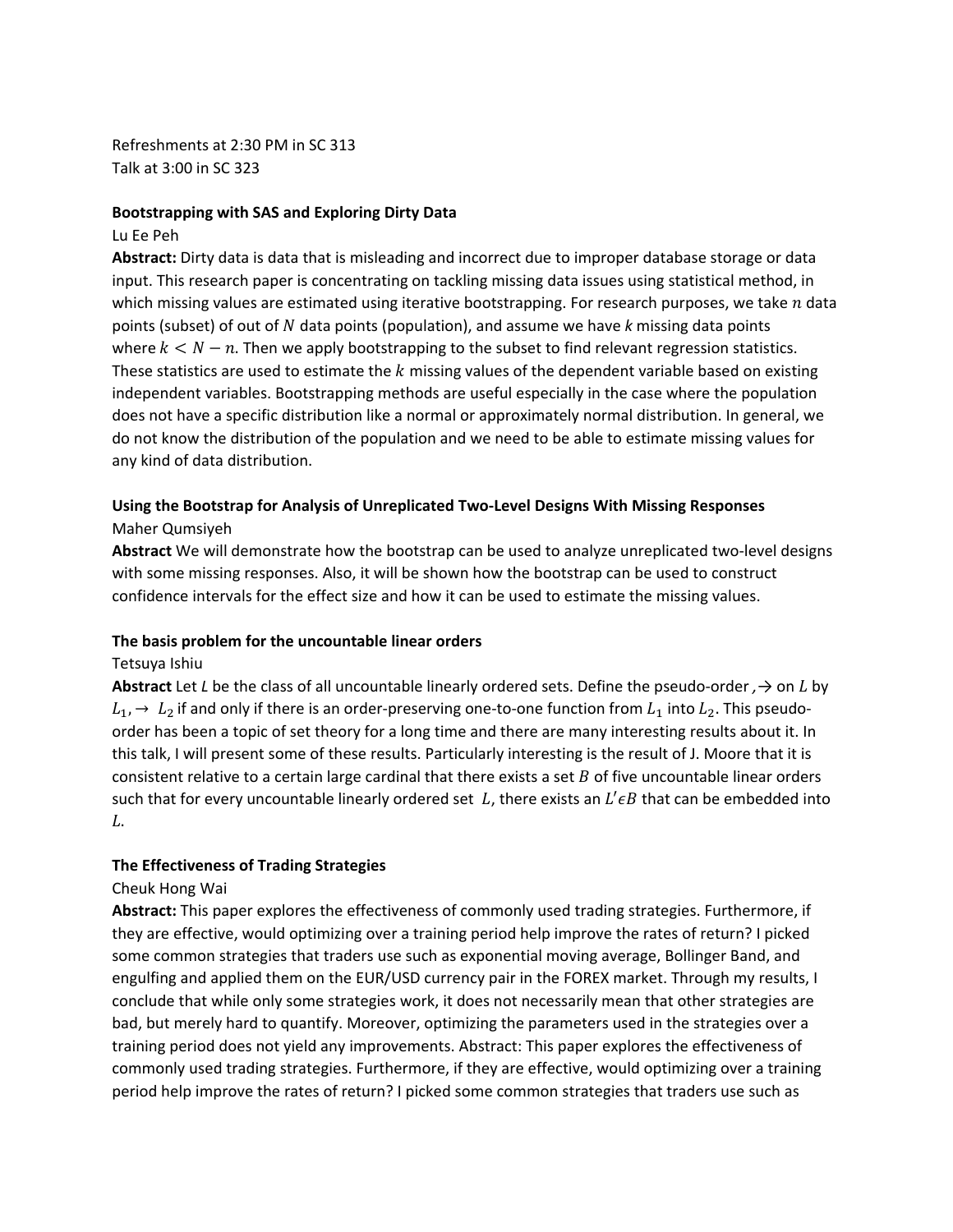Refreshments at 2:30 PM in SC 313
Talk at 3:00 in SC 323

**Bootstrapping with SAS and Exploring Dirty Data**
Lu Ee Peh
**Abstract:** Dirty data is data that is misleading and incorrect due to improper database storage or data input. This research paper is concentrating on tackling missing data issues using statistical method, in which missing values are estimated using iterative bootstrapping. For research purposes, we take $n$ data points (subset) of out of $N$ data points (population), and assume we have $k$ missing data points where $k < N - n$. Then we apply bootstrapping to the subset to find relevant regression statistics. These statistics are used to estimate the $k$ missing values of the dependent variable based on existing independent variables. Bootstrapping methods are useful especially in the case where the population does not have a specific distribution like a normal or approximately normal distribution. In general, we do not know the distribution of the population and we need to be able to estimate missing values for any kind of data distribution.

**Using the Bootstrap for Analysis of Unreplicated Two-Level Designs With Missing Responses**
Maher Qumsiyeh
**Abstract** We will demonstrate how the bootstrap can be used to analyze unreplicated two-level designs with some missing responses. Also, it will be shown how the bootstrap can be used to construct confidence intervals for the effect size and how it can be used to estimate the missing values.

**The basis problem for the uncountable linear orders**
Tetsuya Ishiu
**Abstract** Let $L$ be the class of all uncountable linearly ordered sets. Define the pseudo-order $\hookrightarrow$ on $L$ by $L_1 \hookrightarrow L_2$ if and only if there is an order-preserving one-to-one function from $L_1$ into $L_2$. This pseudo-order has been a topic of set theory for a long time and there are many interesting results about it. In this talk, I will present some of these results. Particularly interesting is the result of J. Moore that it is consistent relative to a certain large cardinal that there exists a set $B$ of five uncountable linear orders such that for every uncountable linearly ordered set $L$, there exists an $L' \epsilon B$ that can be embedded into $L$.

**The Effectiveness of Trading Strategies**
Cheuk Hong Wai
**Abstract:** This paper explores the effectiveness of commonly used trading strategies. Furthermore, if they are effective, would optimizing over a training period help improve the rates of return? I picked some common strategies that traders use such as exponential moving average, Bollinger Band, and engulfing and applied them on the EUR/USD currency pair in the FOREX market. Through my results, I conclude that while only some strategies work, it does not necessarily mean that other strategies are bad, but merely hard to quantify. Moreover, optimizing the parameters used in the strategies over a training period does not yield any improvements. Abstract: This paper explores the effectiveness of commonly used trading strategies. Furthermore, if they are effective, would optimizing over a training period help improve the rates of return? I picked some common strategies that traders use such as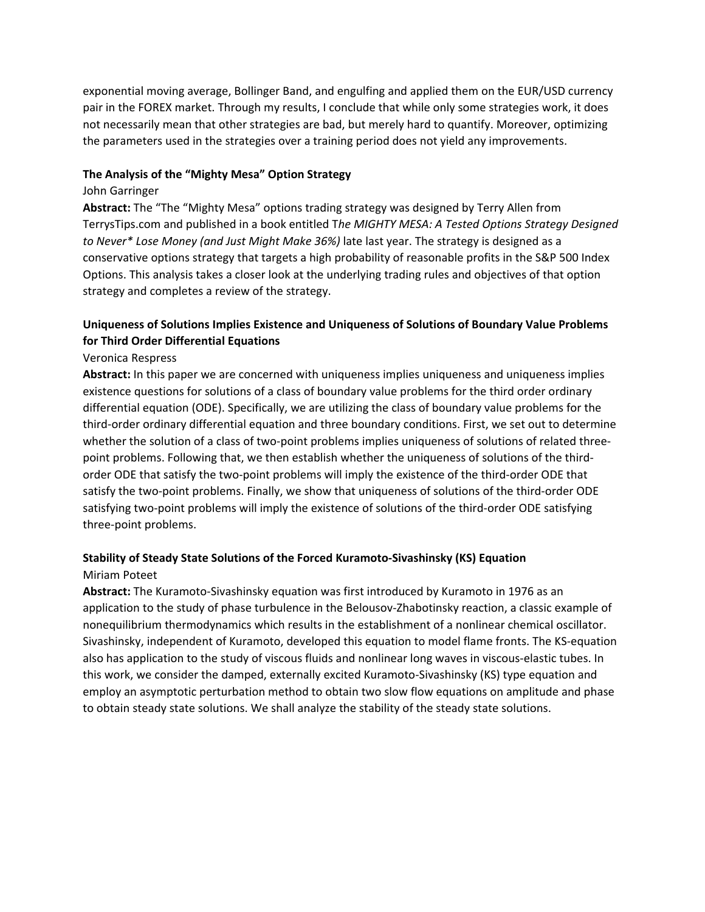exponential moving average, Bollinger Band, and engulfing and applied them on the EUR/USD currency pair in the FOREX market. Through my results, I conclude that while only some strategies work, it does not necessarily mean that other strategies are bad, but merely hard to quantify. Moreover, optimizing the parameters used in the strategies over a training period does not yield any improvements.

**The Analysis of the "Mighty Mesa" Option Strategy**

John Garringer

**Abstract:** The "The "Mighty Mesa" options trading strategy was designed by Terry Allen from TerrysTips.com and published in a book entitled T*he MIGHTY MESA: A Tested Options Strategy Designed to Never* Lose Money (and Just Might Make 36%)* late last year. The strategy is designed as a conservative options strategy that targets a high probability of reasonable profits in the S&P 500 Index Options. This analysis takes a closer look at the underlying trading rules and objectives of that option strategy and completes a review of the strategy.

**Uniqueness of Solutions Implies Existence and Uniqueness of Solutions of Boundary Value Problems for Third Order Differential Equations**

Veronica Respress

**Abstract:** In this paper we are concerned with uniqueness implies uniqueness and uniqueness implies existence questions for solutions of a class of boundary value problems for the third order ordinary differential equation (ODE). Specifically, we are utilizing the class of boundary value problems for the third-order ordinary differential equation and three boundary conditions. First, we set out to determine whether the solution of a class of two-point problems implies uniqueness of solutions of related three-point problems. Following that, we then establish whether the uniqueness of solutions of the third-order ODE that satisfy the two-point problems will imply the existence of the third-order ODE that satisfy the two-point problems. Finally, we show that uniqueness of solutions of the third-order ODE satisfying two-point problems will imply the existence of solutions of the third-order ODE satisfying three-point problems.

**Stability of Steady State Solutions of the Forced Kuramoto-Sivashinsky (KS) Equation**

Miriam Poteet

**Abstract:** The Kuramoto-Sivashinsky equation was first introduced by Kuramoto in 1976 as an application to the study of phase turbulence in the Belousov-Zhabotinsky reaction, a classic example of nonequilibrium thermodynamics which results in the establishment of a nonlinear chemical oscillator. Sivashinsky, independent of Kuramoto, developed this equation to model flame fronts. The KS-equation also has application to the study of viscous fluids and nonlinear long waves in viscous-elastic tubes. In this work, we consider the damped, externally excited Kuramoto-Sivashinsky (KS) type equation and employ an asymptotic perturbation method to obtain two slow flow equations on amplitude and phase to obtain steady state solutions. We shall analyze the stability of the steady state solutions.